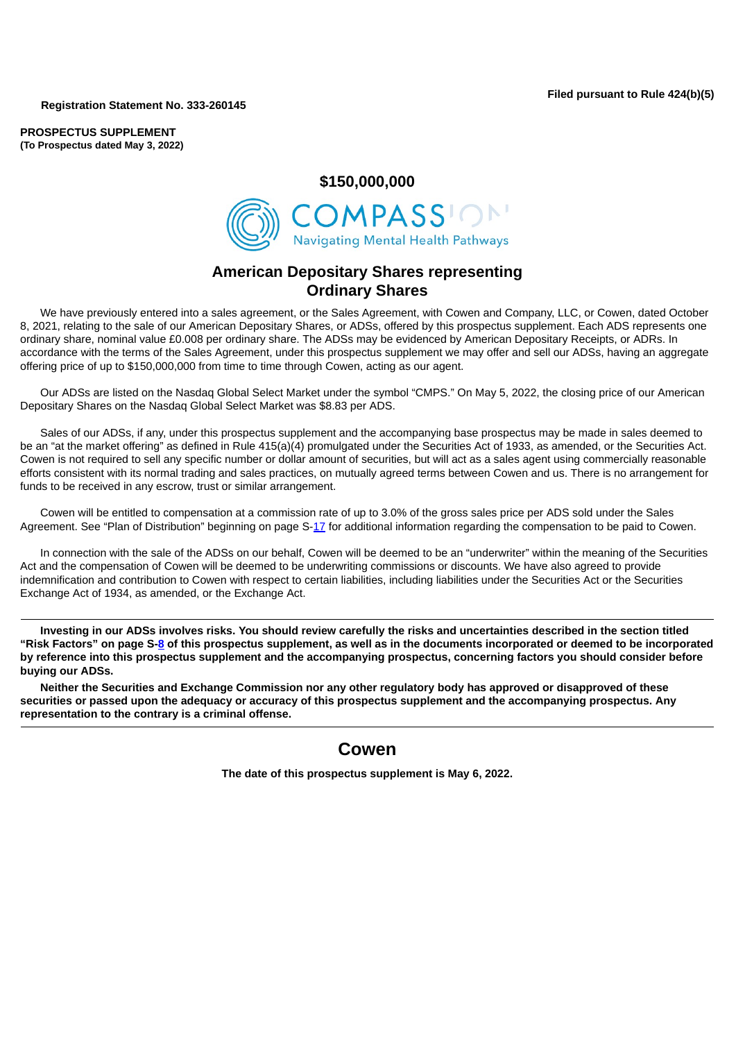**Filed pursuant to Rule 424(b)(5)**

**Registration Statement No. 333-260145**

**PROSPECTUS SUPPLEMENT**
**(To Prospectus dated May 3, 2022)**

## $150,000,000

COMPASS
Navigating Mental Health Pathways

## American Depositary Shares representing Ordinary Shares

We have previously entered into a sales agreement, or the Sales Agreement, with Cowen and Company, LLC, or Cowen, dated October 8, 2021, relating to the sale of our American Depositary Shares, or ADSs, offered by this prospectus supplement. Each ADS represents one ordinary share, nominal value £0.008 per ordinary share. The ADSs may be evidenced by American Depositary Receipts, or ADRs. In accordance with the terms of the Sales Agreement, under this prospectus supplement we may offer and sell our ADSs, having an aggregate offering price of up to $150,000,000 from time to time through Cowen, acting as our agent.

Our ADSs are listed on the Nasdaq Global Select Market under the symbol "CMPS." On May 5, 2022, the closing price of our American Depositary Shares on the Nasdaq Global Select Market was $8.83 per ADS.

Sales of our ADSs, if any, under this prospectus supplement and the accompanying base prospectus may be made in sales deemed to be an "at the market offering" as defined in Rule 415(a)(4) promulgated under the Securities Act of 1933, as amended, or the Securities Act. Cowen is not required to sell any specific number or dollar amount of securities, but will act as a sales agent using commercially reasonable efforts consistent with its normal trading and sales practices, on mutually agreed terms between Cowen and us. There is no arrangement for funds to be received in any escrow, trust or similar arrangement.

Cowen will be entitled to compensation at a commission rate of up to 3.0% of the gross sales price per ADS sold under the Sales Agreement. See "Plan of Distribution" beginning on page S-17 for additional information regarding the compensation to be paid to Cowen.

In connection with the sale of the ADSs on our behalf, Cowen will be deemed to be an "underwriter" within the meaning of the Securities Act and the compensation of Cowen will be deemed to be underwriting commissions or discounts. We have also agreed to provide indemnification and contribution to Cowen with respect to certain liabilities, including liabilities under the Securities Act or the Securities Exchange Act of 1934, as amended, or the Exchange Act.

---

**Investing in our ADSs involves risks. You should review carefully the risks and uncertainties described in the section titled "Risk Factors" on page S-8 of this prospectus supplement, as well as in the documents incorporated or deemed to be incorporated by reference into this prospectus supplement and the accompanying prospectus, concerning factors you should consider before buying our ADSs.**

**Neither the Securities and Exchange Commission nor any other regulatory body has approved or disapproved of these securities or passed upon the adequacy or accuracy of this prospectus supplement and the accompanying prospectus. Any representation to the contrary is a criminal offense.**

---

## Cowen

**The date of this prospectus supplement is May 6, 2022.**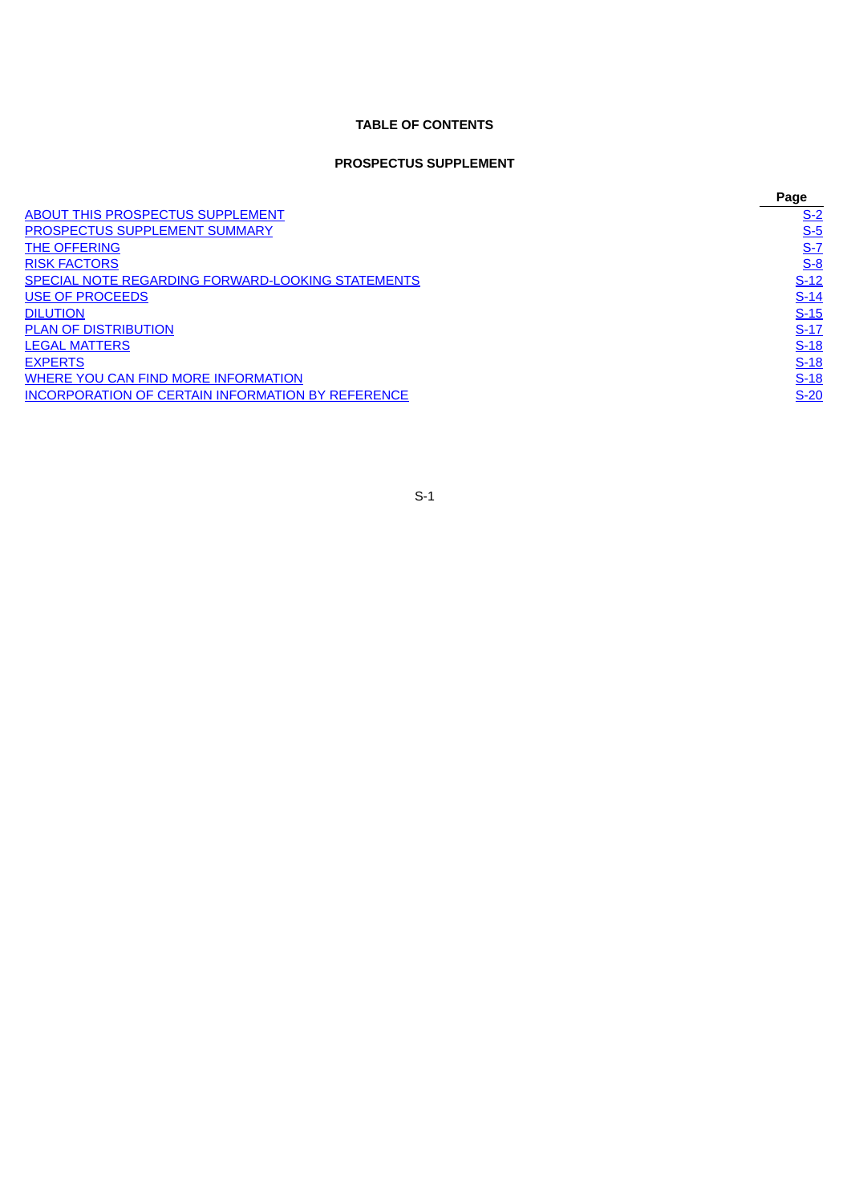# TABLE OF CONTENTS

## PROSPECTUS SUPPLEMENT

| | Page |
|---|---|
| ABOUT THIS PROSPECTUS SUPPLEMENT | S-2 |
| PROSPECTUS SUPPLEMENT SUMMARY | S-5 |
| THE OFFERING | S-7 |
| RISK FACTORS | S-8 |
| SPECIAL NOTE REGARDING FORWARD-LOOKING STATEMENTS | S-12 |
| USE OF PROCEEDS | S-14 |
| DILUTION | S-15 |
| PLAN OF DISTRIBUTION | S-17 |
| LEGAL MATTERS | S-18 |
| EXPERTS | S-18 |
| WHERE YOU CAN FIND MORE INFORMATION | S-18 |
| INCORPORATION OF CERTAIN INFORMATION BY REFERENCE | S-20 |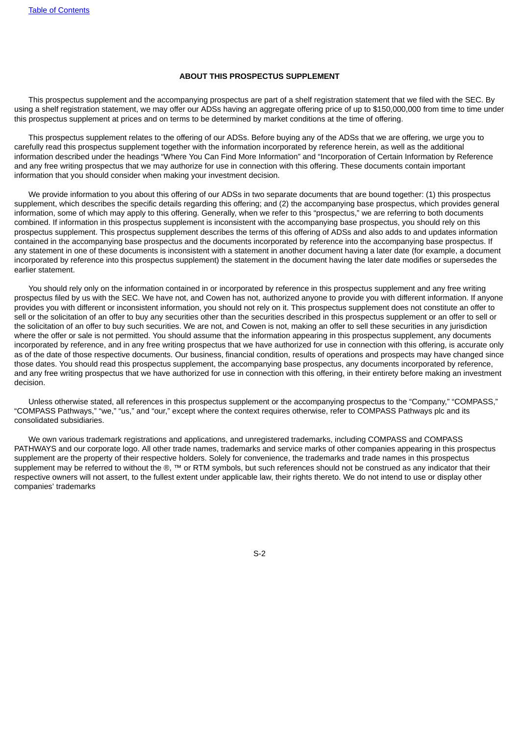## ABOUT THIS PROSPECTUS SUPPLEMENT

This prospectus supplement and the accompanying prospectus are part of a shelf registration statement that we filed with the SEC. By using a shelf registration statement, we may offer our ADSs having an aggregate offering price of up to $150,000,000 from time to time under this prospectus supplement at prices and on terms to be determined by market conditions at the time of offering.

This prospectus supplement relates to the offering of our ADSs. Before buying any of the ADSs that we are offering, we urge you to carefully read this prospectus supplement together with the information incorporated by reference herein, as well as the additional information described under the headings "Where You Can Find More Information" and "Incorporation of Certain Information by Reference and any free writing prospectus that we may authorize for use in connection with this offering. These documents contain important information that you should consider when making your investment decision.

We provide information to you about this offering of our ADSs in two separate documents that are bound together: (1) this prospectus supplement, which describes the specific details regarding this offering; and (2) the accompanying base prospectus, which provides general information, some of which may apply to this offering. Generally, when we refer to this "prospectus," we are referring to both documents combined. If information in this prospectus supplement is inconsistent with the accompanying base prospectus, you should rely on this prospectus supplement. This prospectus supplement describes the terms of this offering of ADSs and also adds to and updates information contained in the accompanying base prospectus and the documents incorporated by reference into the accompanying base prospectus. If any statement in one of these documents is inconsistent with a statement in another document having a later date (for example, a document incorporated by reference into this prospectus supplement) the statement in the document having the later date modifies or supersedes the earlier statement.

You should rely only on the information contained in or incorporated by reference in this prospectus supplement and any free writing prospectus filed by us with the SEC. We have not, and Cowen has not, authorized anyone to provide you with different information. If anyone provides you with different or inconsistent information, you should not rely on it. This prospectus supplement does not constitute an offer to sell or the solicitation of an offer to buy any securities other than the securities described in this prospectus supplement or an offer to sell or the solicitation of an offer to buy such securities. We are not, and Cowen is not, making an offer to sell these securities in any jurisdiction where the offer or sale is not permitted. You should assume that the information appearing in this prospectus supplement, any documents incorporated by reference, and in any free writing prospectus that we have authorized for use in connection with this offering, is accurate only as of the date of those respective documents. Our business, financial condition, results of operations and prospects may have changed since those dates. You should read this prospectus supplement, the accompanying base prospectus, any documents incorporated by reference, and any free writing prospectus that we have authorized for use in connection with this offering, in their entirety before making an investment decision.

Unless otherwise stated, all references in this prospectus supplement or the accompanying prospectus to the "Company," "COMPASS," "COMPASS Pathways," "we," "us," and "our," except where the context requires otherwise, refer to COMPASS Pathways plc and its consolidated subsidiaries.

We own various trademark registrations and applications, and unregistered trademarks, including COMPASS and COMPASS PATHWAYS and our corporate logo. All other trade names, trademarks and service marks of other companies appearing in this prospectus supplement are the property of their respective holders. Solely for convenience, the trademarks and trade names in this prospectus supplement may be referred to without the ®, ™ or RTM symbols, but such references should not be construed as any indicator that their respective owners will not assert, to the fullest extent under applicable law, their rights thereto. We do not intend to use or display other companies' trademarks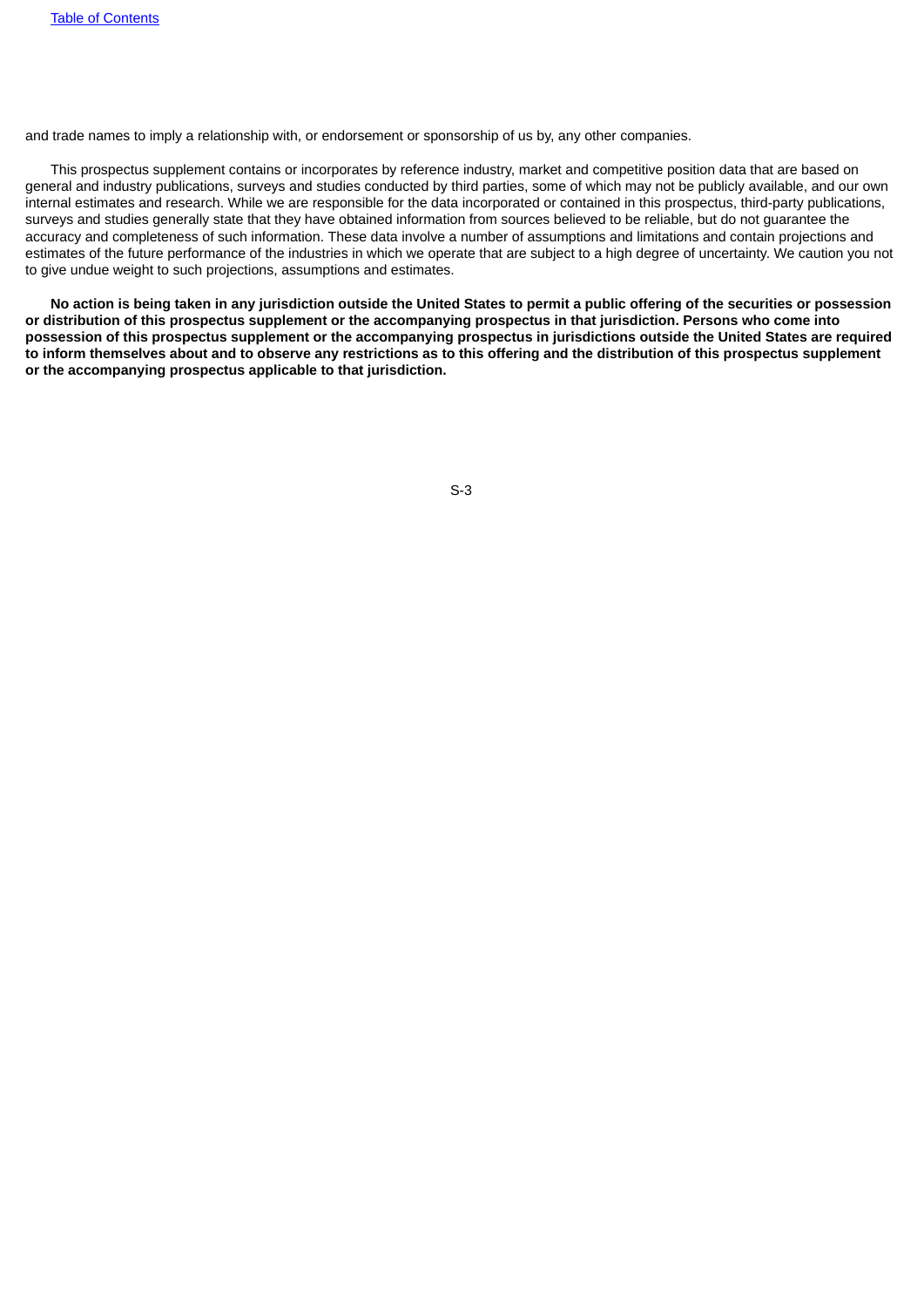and trade names to imply a relationship with, or endorsement or sponsorship of us by, any other companies.

This prospectus supplement contains or incorporates by reference industry, market and competitive position data that are based on general and industry publications, surveys and studies conducted by third parties, some of which may not be publicly available, and our own internal estimates and research. While we are responsible for the data incorporated or contained in this prospectus, third-party publications, surveys and studies generally state that they have obtained information from sources believed to be reliable, but do not guarantee the accuracy and completeness of such information. These data involve a number of assumptions and limitations and contain projections and estimates of the future performance of the industries in which we operate that are subject to a high degree of uncertainty. We caution you not to give undue weight to such projections, assumptions and estimates.

**No action is being taken in any jurisdiction outside the United States to permit a public offering of the securities or possession or distribution of this prospectus supplement or the accompanying prospectus in that jurisdiction. Persons who come into possession of this prospectus supplement or the accompanying prospectus in jurisdictions outside the United States are required to inform themselves about and to observe any restrictions as to this offering and the distribution of this prospectus supplement or the accompanying prospectus applicable to that jurisdiction.**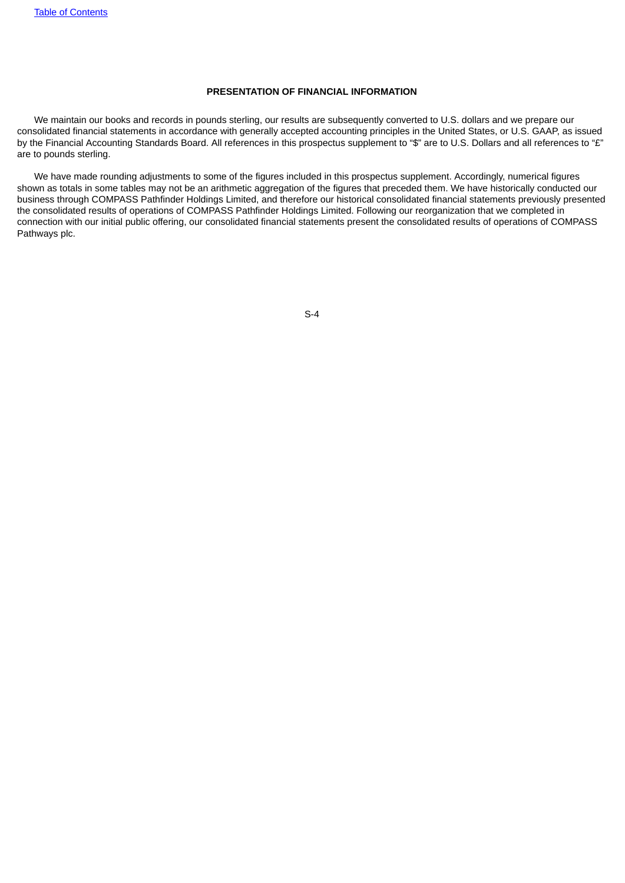## PRESENTATION OF FINANCIAL INFORMATION

We maintain our books and records in pounds sterling, our results are subsequently converted to U.S. dollars and we prepare our consolidated financial statements in accordance with generally accepted accounting principles in the United States, or U.S. GAAP, as issued by the Financial Accounting Standards Board. All references in this prospectus supplement to "$" are to U.S. Dollars and all references to "£" are to pounds sterling.

We have made rounding adjustments to some of the figures included in this prospectus supplement. Accordingly, numerical figures shown as totals in some tables may not be an arithmetic aggregation of the figures that preceded them. We have historically conducted our business through COMPASS Pathfinder Holdings Limited, and therefore our historical consolidated financial statements previously presented the consolidated results of operations of COMPASS Pathfinder Holdings Limited. Following our reorganization that we completed in connection with our initial public offering, our consolidated financial statements present the consolidated results of operations of COMPASS Pathways plc.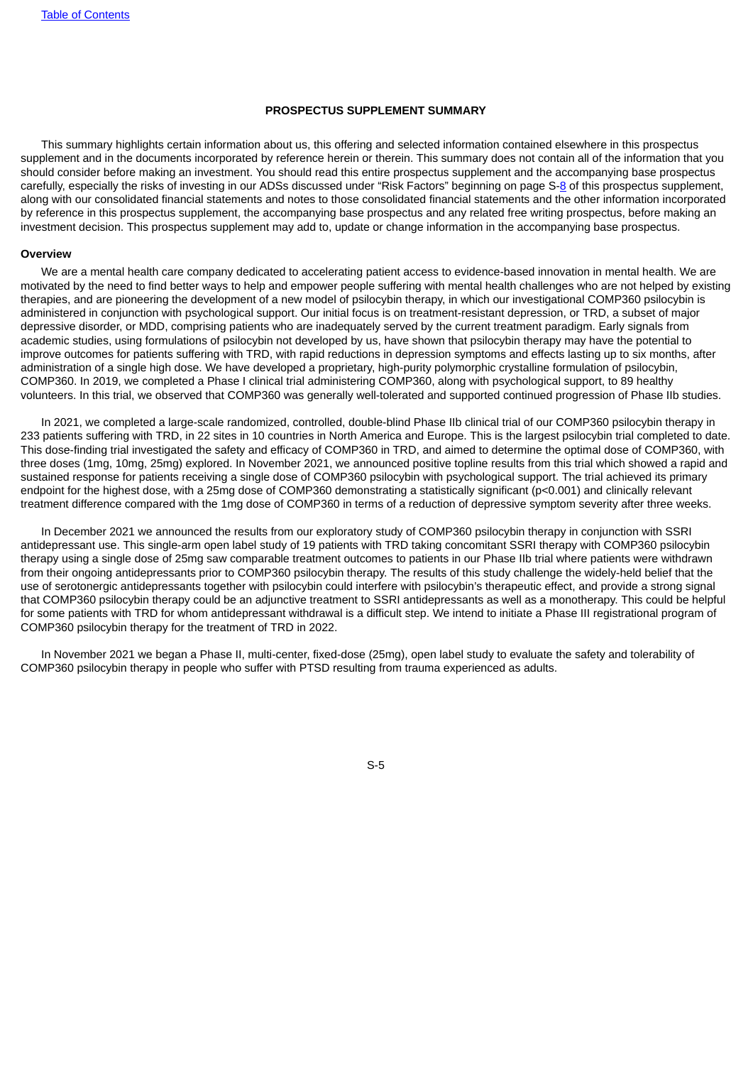## PROSPECTUS SUPPLEMENT SUMMARY

This summary highlights certain information about us, this offering and selected information contained elsewhere in this prospectus supplement and in the documents incorporated by reference herein or therein. This summary does not contain all of the information that you should consider before making an investment. You should read this entire prospectus supplement and the accompanying base prospectus carefully, especially the risks of investing in our ADSs discussed under "Risk Factors" beginning on page S-8 of this prospectus supplement, along with our consolidated financial statements and notes to those consolidated financial statements and the other information incorporated by reference in this prospectus supplement, the accompanying base prospectus and any related free writing prospectus, before making an investment decision. This prospectus supplement may add to, update or change information in the accompanying base prospectus.

### Overview

We are a mental health care company dedicated to accelerating patient access to evidence-based innovation in mental health. We are motivated by the need to find better ways to help and empower people suffering with mental health challenges who are not helped by existing therapies, and are pioneering the development of a new model of psilocybin therapy, in which our investigational COMP360 psilocybin is administered in conjunction with psychological support. Our initial focus is on treatment-resistant depression, or TRD, a subset of major depressive disorder, or MDD, comprising patients who are inadequately served by the current treatment paradigm. Early signals from academic studies, using formulations of psilocybin not developed by us, have shown that psilocybin therapy may have the potential to improve outcomes for patients suffering with TRD, with rapid reductions in depression symptoms and effects lasting up to six months, after administration of a single high dose. We have developed a proprietary, high-purity polymorphic crystalline formulation of psilocybin, COMP360. In 2019, we completed a Phase I clinical trial administering COMP360, along with psychological support, to 89 healthy volunteers. In this trial, we observed that COMP360 was generally well-tolerated and supported continued progression of Phase IIb studies.

In 2021, we completed a large-scale randomized, controlled, double-blind Phase IIb clinical trial of our COMP360 psilocybin therapy in 233 patients suffering with TRD, in 22 sites in 10 countries in North America and Europe. This is the largest psilocybin trial completed to date. This dose-finding trial investigated the safety and efficacy of COMP360 in TRD, and aimed to determine the optimal dose of COMP360, with three doses (1mg, 10mg, 25mg) explored. In November 2021, we announced positive topline results from this trial which showed a rapid and sustained response for patients receiving a single dose of COMP360 psilocybin with psychological support. The trial achieved its primary endpoint for the highest dose, with a 25mg dose of COMP360 demonstrating a statistically significant ($p<0.001$) and clinically relevant treatment difference compared with the 1mg dose of COMP360 in terms of a reduction of depressive symptom severity after three weeks.

In December 2021 we announced the results from our exploratory study of COMP360 psilocybin therapy in conjunction with SSRI antidepressant use. This single-arm open label study of 19 patients with TRD taking concomitant SSRI therapy with COMP360 psilocybin therapy using a single dose of 25mg saw comparable treatment outcomes to patients in our Phase IIb trial where patients were withdrawn from their ongoing antidepressants prior to COMP360 psilocybin therapy. The results of this study challenge the widely-held belief that the use of serotonergic antidepressants together with psilocybin could interfere with psilocybin's therapeutic effect, and provide a strong signal that COMP360 psilocybin therapy could be an adjunctive treatment to SSRI antidepressants as well as a monotherapy. This could be helpful for some patients with TRD for whom antidepressant withdrawal is a difficult step. We intend to initiate a Phase III registrational program of COMP360 psilocybin therapy for the treatment of TRD in 2022.

In November 2021 we began a Phase II, multi-center, fixed-dose (25mg), open label study to evaluate the safety and tolerability of COMP360 psilocybin therapy in people who suffer with PTSD resulting from trauma experienced as adults.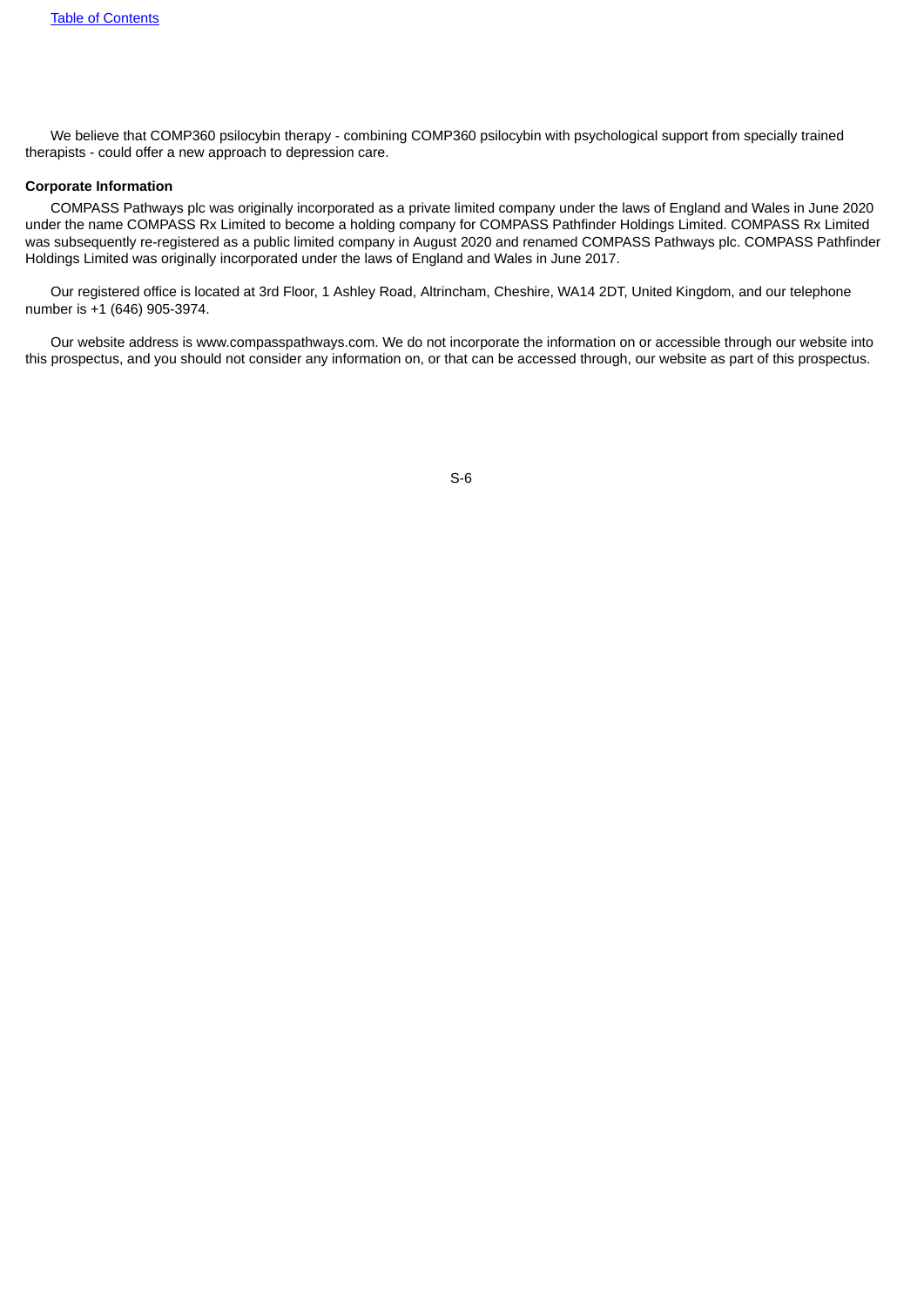We believe that COMP360 psilocybin therapy - combining COMP360 psilocybin with psychological support from specially trained therapists - could offer a new approach to depression care.

**Corporate Information**

COMPASS Pathways plc was originally incorporated as a private limited company under the laws of England and Wales in June 2020 under the name COMPASS Rx Limited to become a holding company for COMPASS Pathfinder Holdings Limited. COMPASS Rx Limited was subsequently re-registered as a public limited company in August 2020 and renamed COMPASS Pathways plc. COMPASS Pathfinder Holdings Limited was originally incorporated under the laws of England and Wales in June 2017.

Our registered office is located at 3rd Floor, 1 Ashley Road, Altrincham, Cheshire, WA14 2DT, United Kingdom, and our telephone number is +1 (646) 905-3974.

Our website address is www.compasspathways.com. We do not incorporate the information on or accessible through our website into this prospectus, and you should not consider any information on, or that can be accessed through, our website as part of this prospectus.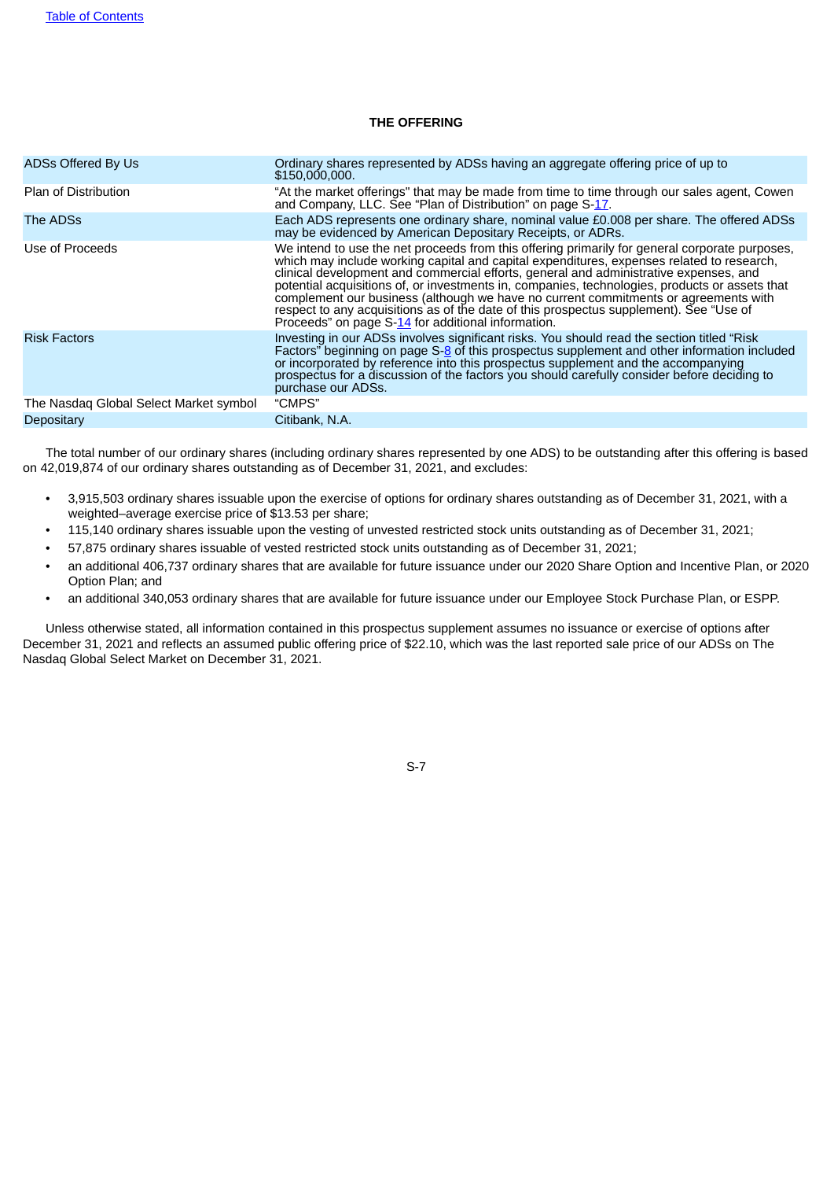## THE OFFERING

| | |
|---|---|
| ADSs Offered By Us | Ordinary shares represented by ADSs having an aggregate offering price of up to $150,000,000. |
| Plan of Distribution | "At the market offerings" that may be made from time to time through our sales agent, Cowen and Company, LLC. See "Plan of Distribution" on page S-17. |
| The ADSs | Each ADS represents one ordinary share, nominal value £0.008 per share. The offered ADSs may be evidenced by American Depositary Receipts, or ADRs. |
| Use of Proceeds | We intend to use the net proceeds from this offering primarily for general corporate purposes, which may include working capital and capital expenditures, expenses related to research, clinical development and commercial efforts, general and administrative expenses, and potential acquisitions of, or investments in, companies, technologies, products or assets that complement our business (although we have no current commitments or agreements with respect to any acquisitions as of the date of this prospectus supplement). See "Use of Proceeds" on page S-14 for additional information. |
| Risk Factors | Investing in our ADSs involves significant risks. You should read the section titled "Risk Factors" beginning on page S-8 of this prospectus supplement and other information included or incorporated by reference into this prospectus supplement and the accompanying prospectus for a discussion of the factors you should carefully consider before deciding to purchase our ADSs. |
| The Nasdaq Global Select Market symbol | "CMPS" |
| Depositary | Citibank, N.A. |

The total number of our ordinary shares (including ordinary shares represented by one ADS) to be outstanding after this offering is based on 42,019,874 of our ordinary shares outstanding as of December 31, 2021, and excludes:

- 3,915,503 ordinary shares issuable upon the exercise of options for ordinary shares outstanding as of December 31, 2021, with a weighted–average exercise price of $13.53 per share;
- 115,140 ordinary shares issuable upon the vesting of unvested restricted stock units outstanding as of December 31, 2021;
- 57,875 ordinary shares issuable of vested restricted stock units outstanding as of December 31, 2021;
- an additional 406,737 ordinary shares that are available for future issuance under our 2020 Share Option and Incentive Plan, or 2020 Option Plan; and
- an additional 340,053 ordinary shares that are available for future issuance under our Employee Stock Purchase Plan, or ESPP.

Unless otherwise stated, all information contained in this prospectus supplement assumes no issuance or exercise of options after December 31, 2021 and reflects an assumed public offering price of $22.10, which was the last reported sale price of our ADSs on The Nasdaq Global Select Market on December 31, 2021.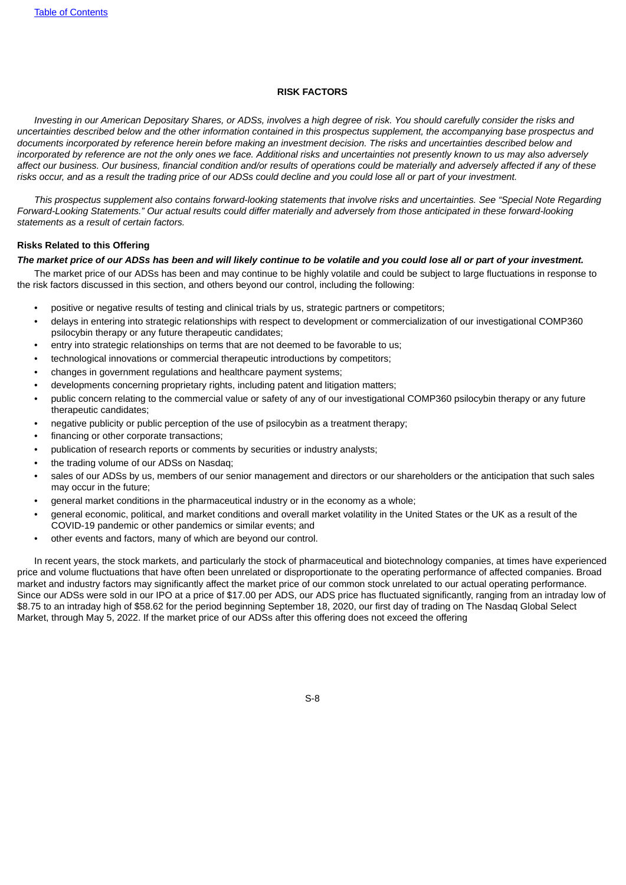# RISK FACTORS

*Investing in our American Depositary Shares, or ADSs, involves a high degree of risk. You should carefully consider the risks and uncertainties described below and the other information contained in this prospectus supplement, the accompanying base prospectus and documents incorporated by reference herein before making an investment decision. The risks and uncertainties described below and incorporated by reference are not the only ones we face. Additional risks and uncertainties not presently known to us may also adversely affect our business. Our business, financial condition and/or results of operations could be materially and adversely affected if any of these risks occur, and as a result the trading price of our ADSs could decline and you could lose all or part of your investment.*

*This prospectus supplement also contains forward-looking statements that involve risks and uncertainties. See "Special Note Regarding Forward-Looking Statements." Our actual results could differ materially and adversely from those anticipated in these forward-looking statements as a result of certain factors.*

### Risks Related to this Offering

***The market price of our ADSs has been and will likely continue to be volatile and you could lose all or part of your investment.***

The market price of our ADSs has been and may continue to be highly volatile and could be subject to large fluctuations in response to the risk factors discussed in this section, and others beyond our control, including the following:

- positive or negative results of testing and clinical trials by us, strategic partners or competitors;
- delays in entering into strategic relationships with respect to development or commercialization of our investigational COMP360 psilocybin therapy or any future therapeutic candidates;
- entry into strategic relationships on terms that are not deemed to be favorable to us;
- technological innovations or commercial therapeutic introductions by competitors;
- changes in government regulations and healthcare payment systems;
- developments concerning proprietary rights, including patent and litigation matters;
- public concern relating to the commercial value or safety of any of our investigational COMP360 psilocybin therapy or any future therapeutic candidates;
- negative publicity or public perception of the use of psilocybin as a treatment therapy;
- financing or other corporate transactions;
- publication of research reports or comments by securities or industry analysts;
- the trading volume of our ADSs on Nasdaq;
- sales of our ADSs by us, members of our senior management and directors or our shareholders or the anticipation that such sales may occur in the future;
- general market conditions in the pharmaceutical industry or in the economy as a whole;
- general economic, political, and market conditions and overall market volatility in the United States or the UK as a result of the COVID-19 pandemic or other pandemics or similar events; and
- other events and factors, many of which are beyond our control.

In recent years, the stock markets, and particularly the stock of pharmaceutical and biotechnology companies, at times have experienced price and volume fluctuations that have often been unrelated or disproportionate to the operating performance of affected companies. Broad market and industry factors may significantly affect the market price of our common stock unrelated to our actual operating performance. Since our ADSs were sold in our IPO at a price of $17.00 per ADS, our ADS price has fluctuated significantly, ranging from an intraday low of $8.75 to an intraday high of $58.62 for the period beginning September 18, 2020, our first day of trading on The Nasdaq Global Select Market, through May 5, 2022. If the market price of our ADSs after this offering does not exceed the offering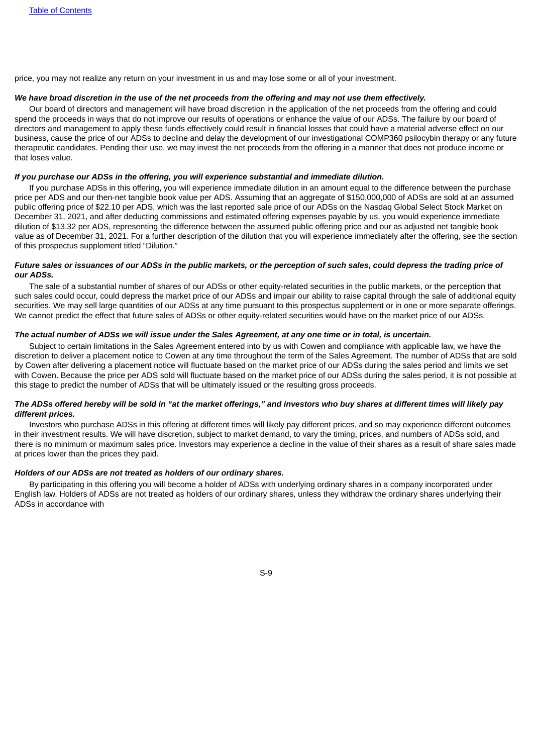price, you may not realize any return on your investment in us and may lose some or all of your investment.

***We have broad discretion in the use of the net proceeds from the offering and may not use them effectively.***

Our board of directors and management will have broad discretion in the application of the net proceeds from the offering and could spend the proceeds in ways that do not improve our results of operations or enhance the value of our ADSs. The failure by our board of directors and management to apply these funds effectively could result in financial losses that could have a material adverse effect on our business, cause the price of our ADSs to decline and delay the development of our investigational COMP360 psilocybin therapy or any future therapeutic candidates. Pending their use, we may invest the net proceeds from the offering in a manner that does not produce income or that loses value.

***If you purchase our ADSs in the offering, you will experience substantial and immediate dilution.***

If you purchase ADSs in this offering, you will experience immediate dilution in an amount equal to the difference between the purchase price per ADS and our then-net tangible book value per ADS. Assuming that an aggregate of $150,000,000 of ADSs are sold at an assumed public offering price of $22.10 per ADS, which was the last reported sale price of our ADSs on the Nasdaq Global Select Stock Market on December 31, 2021, and after deducting commissions and estimated offering expenses payable by us, you would experience immediate dilution of $13.32 per ADS, representing the difference between the assumed public offering price and our as adjusted net tangible book value as of December 31, 2021. For a further description of the dilution that you will experience immediately after the offering, see the section of this prospectus supplement titled "Dilution."

***Future sales or issuances of our ADSs in the public markets, or the perception of such sales, could depress the trading price of our ADSs.***

The sale of a substantial number of shares of our ADSs or other equity-related securities in the public markets, or the perception that such sales could occur, could depress the market price of our ADSs and impair our ability to raise capital through the sale of additional equity securities. We may sell large quantities of our ADSs at any time pursuant to this prospectus supplement or in one or more separate offerings. We cannot predict the effect that future sales of ADSs or other equity-related securities would have on the market price of our ADSs.

***The actual number of ADSs we will issue under the Sales Agreement, at any one time or in total, is uncertain.***

Subject to certain limitations in the Sales Agreement entered into by us with Cowen and compliance with applicable law, we have the discretion to deliver a placement notice to Cowen at any time throughout the term of the Sales Agreement. The number of ADSs that are sold by Cowen after delivering a placement notice will fluctuate based on the market price of our ADSs during the sales period and limits we set with Cowen. Because the price per ADS sold will fluctuate based on the market price of our ADSs during the sales period, it is not possible at this stage to predict the number of ADSs that will be ultimately issued or the resulting gross proceeds.

***The ADSs offered hereby will be sold in "at the market offerings," and investors who buy shares at different times will likely pay different prices.***

Investors who purchase ADSs in this offering at different times will likely pay different prices, and so may experience different outcomes in their investment results. We will have discretion, subject to market demand, to vary the timing, prices, and numbers of ADSs sold, and there is no minimum or maximum sales price. Investors may experience a decline in the value of their shares as a result of share sales made at prices lower than the prices they paid.

***Holders of our ADSs are not treated as holders of our ordinary shares.***

By participating in this offering you will become a holder of ADSs with underlying ordinary shares in a company incorporated under English law. Holders of ADSs are not treated as holders of our ordinary shares, unless they withdraw the ordinary shares underlying their ADSs in accordance with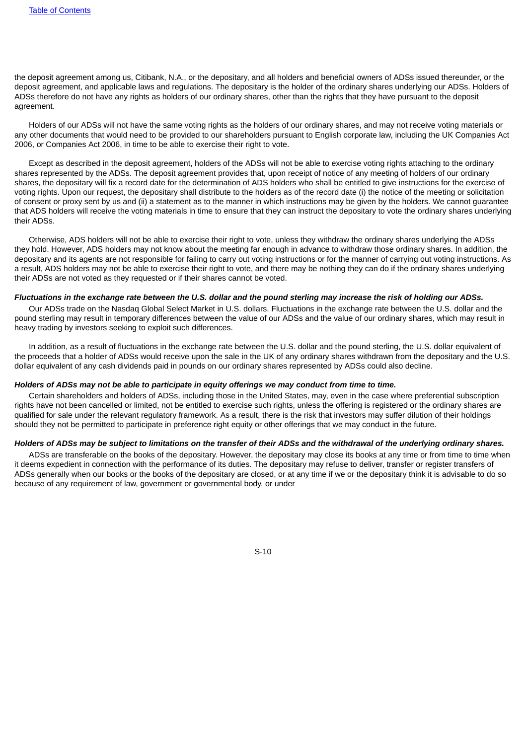the deposit agreement among us, Citibank, N.A., or the depositary, and all holders and beneficial owners of ADSs issued thereunder, or the deposit agreement, and applicable laws and regulations. The depositary is the holder of the ordinary shares underlying our ADSs. Holders of ADSs therefore do not have any rights as holders of our ordinary shares, other than the rights that they have pursuant to the deposit agreement.

Holders of our ADSs will not have the same voting rights as the holders of our ordinary shares, and may not receive voting materials or any other documents that would need to be provided to our shareholders pursuant to English corporate law, including the UK Companies Act 2006, or Companies Act 2006, in time to be able to exercise their right to vote.

Except as described in the deposit agreement, holders of the ADSs will not be able to exercise voting rights attaching to the ordinary shares represented by the ADSs. The deposit agreement provides that, upon receipt of notice of any meeting of holders of our ordinary shares, the depositary will fix a record date for the determination of ADS holders who shall be entitled to give instructions for the exercise of voting rights. Upon our request, the depositary shall distribute to the holders as of the record date (i) the notice of the meeting or solicitation of consent or proxy sent by us and (ii) a statement as to the manner in which instructions may be given by the holders. We cannot guarantee that ADS holders will receive the voting materials in time to ensure that they can instruct the depositary to vote the ordinary shares underlying their ADSs.

Otherwise, ADS holders will not be able to exercise their right to vote, unless they withdraw the ordinary shares underlying the ADSs they hold. However, ADS holders may not know about the meeting far enough in advance to withdraw those ordinary shares. In addition, the depositary and its agents are not responsible for failing to carry out voting instructions or for the manner of carrying out voting instructions. As a result, ADS holders may not be able to exercise their right to vote, and there may be nothing they can do if the ordinary shares underlying their ADSs are not voted as they requested or if their shares cannot be voted.

***Fluctuations in the exchange rate between the U.S. dollar and the pound sterling may increase the risk of holding our ADSs.***

Our ADSs trade on the Nasdaq Global Select Market in U.S. dollars. Fluctuations in the exchange rate between the U.S. dollar and the pound sterling may result in temporary differences between the value of our ADSs and the value of our ordinary shares, which may result in heavy trading by investors seeking to exploit such differences.

In addition, as a result of fluctuations in the exchange rate between the U.S. dollar and the pound sterling, the U.S. dollar equivalent of the proceeds that a holder of ADSs would receive upon the sale in the UK of any ordinary shares withdrawn from the depositary and the U.S. dollar equivalent of any cash dividends paid in pounds on our ordinary shares represented by ADSs could also decline.

***Holders of ADSs may not be able to participate in equity offerings we may conduct from time to time.***

Certain shareholders and holders of ADSs, including those in the United States, may, even in the case where preferential subscription rights have not been cancelled or limited, not be entitled to exercise such rights, unless the offering is registered or the ordinary shares are qualified for sale under the relevant regulatory framework. As a result, there is the risk that investors may suffer dilution of their holdings should they not be permitted to participate in preference right equity or other offerings that we may conduct in the future.

***Holders of ADSs may be subject to limitations on the transfer of their ADSs and the withdrawal of the underlying ordinary shares.***

ADSs are transferable on the books of the depositary. However, the depositary may close its books at any time or from time to time when it deems expedient in connection with the performance of its duties. The depositary may refuse to deliver, transfer or register transfers of ADSs generally when our books or the books of the depositary are closed, or at any time if we or the depositary think it is advisable to do so because of any requirement of law, government or governmental body, or under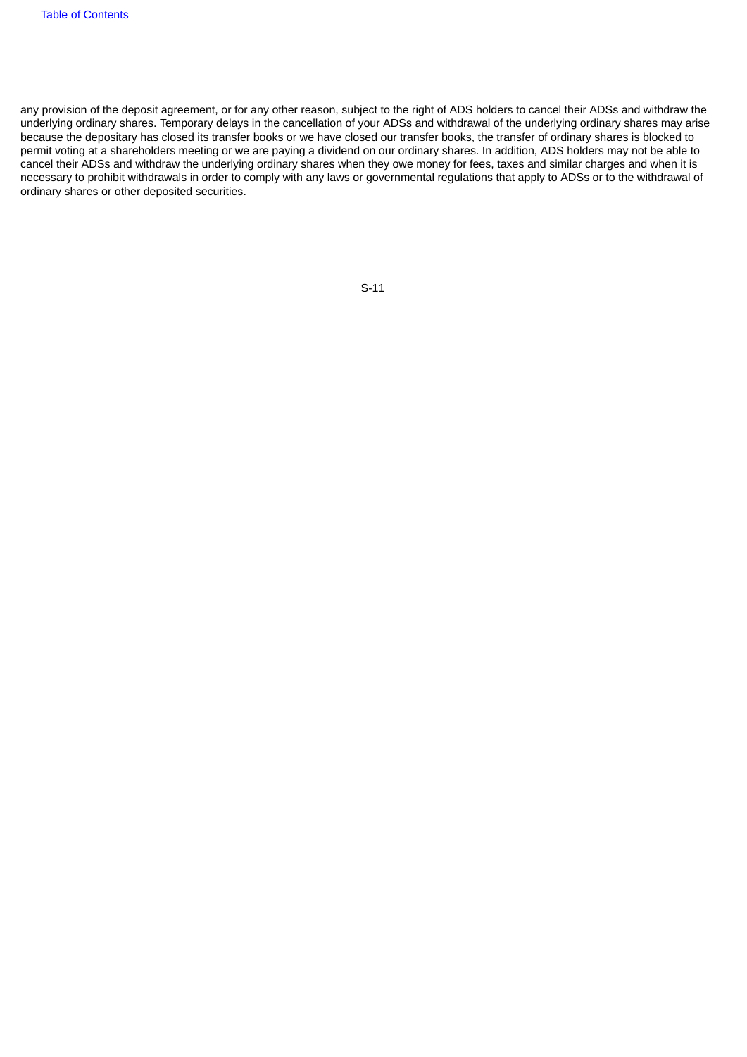any provision of the deposit agreement, or for any other reason, subject to the right of ADS holders to cancel their ADSs and withdraw the underlying ordinary shares. Temporary delays in the cancellation of your ADSs and withdrawal of the underlying ordinary shares may arise because the depositary has closed its transfer books or we have closed our transfer books, the transfer of ordinary shares is blocked to permit voting at a shareholders meeting or we are paying a dividend on our ordinary shares. In addition, ADS holders may not be able to cancel their ADSs and withdraw the underlying ordinary shares when they owe money for fees, taxes and similar charges and when it is necessary to prohibit withdrawals in order to comply with any laws or governmental regulations that apply to ADSs or to the withdrawal of ordinary shares or other deposited securities.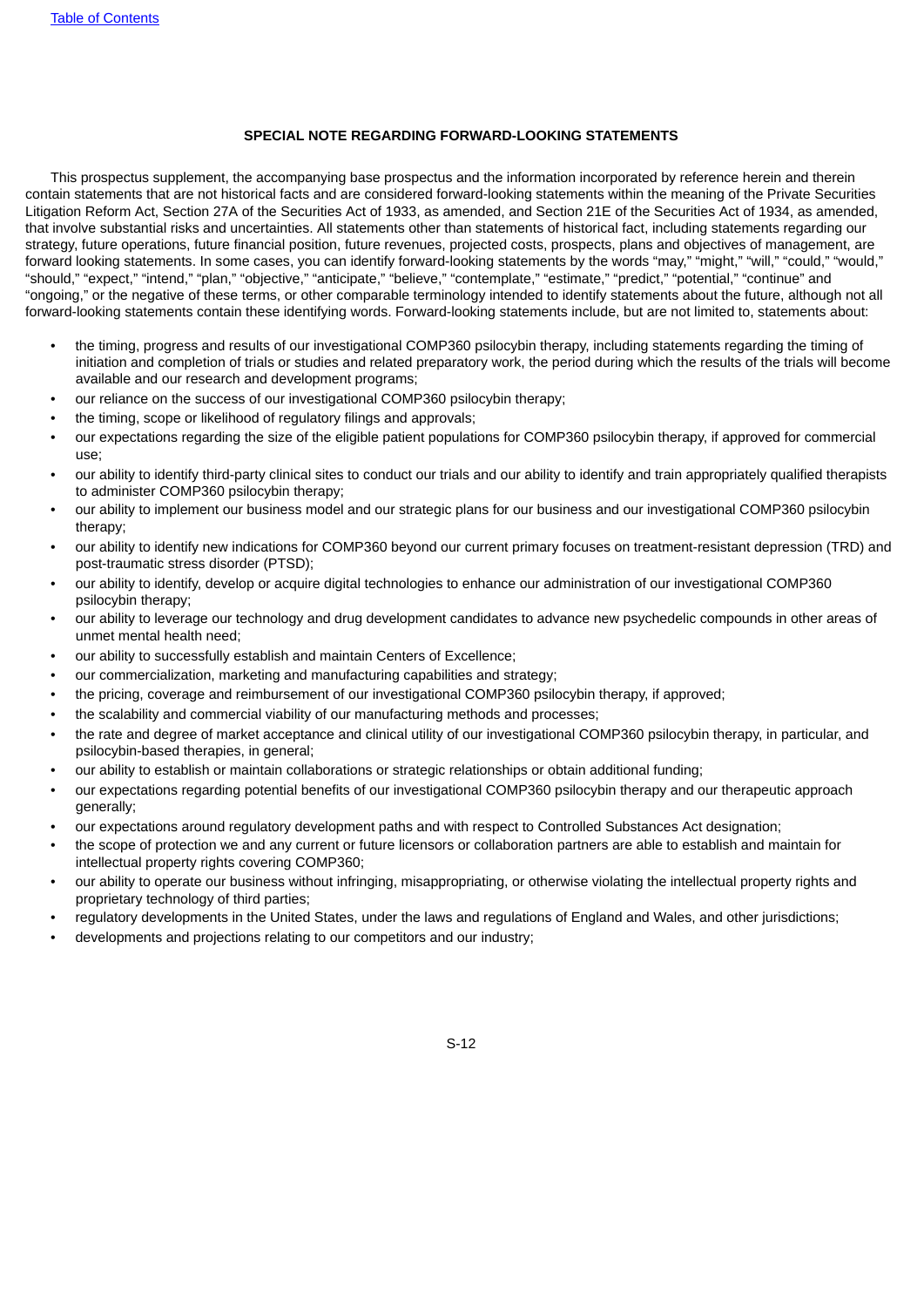## SPECIAL NOTE REGARDING FORWARD-LOOKING STATEMENTS

This prospectus supplement, the accompanying base prospectus and the information incorporated by reference herein and therein contain statements that are not historical facts and are considered forward-looking statements within the meaning of the Private Securities Litigation Reform Act, Section 27A of the Securities Act of 1933, as amended, and Section 21E of the Securities Act of 1934, as amended, that involve substantial risks and uncertainties. All statements other than statements of historical fact, including statements regarding our strategy, future operations, future financial position, future revenues, projected costs, prospects, plans and objectives of management, are forward looking statements. In some cases, you can identify forward-looking statements by the words "may," "might," "will," "could," "would," "should," "expect," "intend," "plan," "objective," "anticipate," "believe," "contemplate," "estimate," "predict," "potential," "continue" and "ongoing," or the negative of these terms, or other comparable terminology intended to identify statements about the future, although not all forward-looking statements contain these identifying words. Forward-looking statements include, but are not limited to, statements about:

- the timing, progress and results of our investigational COMP360 psilocybin therapy, including statements regarding the timing of initiation and completion of trials or studies and related preparatory work, the period during which the results of the trials will become available and our research and development programs;
- our reliance on the success of our investigational COMP360 psilocybin therapy;
- the timing, scope or likelihood of regulatory filings and approvals;
- our expectations regarding the size of the eligible patient populations for COMP360 psilocybin therapy, if approved for commercial use;
- our ability to identify third-party clinical sites to conduct our trials and our ability to identify and train appropriately qualified therapists to administer COMP360 psilocybin therapy;
- our ability to implement our business model and our strategic plans for our business and our investigational COMP360 psilocybin therapy;
- our ability to identify new indications for COMP360 beyond our current primary focuses on treatment-resistant depression (TRD) and post-traumatic stress disorder (PTSD);
- our ability to identify, develop or acquire digital technologies to enhance our administration of our investigational COMP360 psilocybin therapy;
- our ability to leverage our technology and drug development candidates to advance new psychedelic compounds in other areas of unmet mental health need;
- our ability to successfully establish and maintain Centers of Excellence;
- our commercialization, marketing and manufacturing capabilities and strategy;
- the pricing, coverage and reimbursement of our investigational COMP360 psilocybin therapy, if approved;
- the scalability and commercial viability of our manufacturing methods and processes;
- the rate and degree of market acceptance and clinical utility of our investigational COMP360 psilocybin therapy, in particular, and psilocybin-based therapies, in general;
- our ability to establish or maintain collaborations or strategic relationships or obtain additional funding;
- our expectations regarding potential benefits of our investigational COMP360 psilocybin therapy and our therapeutic approach generally;
- our expectations around regulatory development paths and with respect to Controlled Substances Act designation;
- the scope of protection we and any current or future licensors or collaboration partners are able to establish and maintain for intellectual property rights covering COMP360;
- our ability to operate our business without infringing, misappropriating, or otherwise violating the intellectual property rights and proprietary technology of third parties;
- regulatory developments in the United States, under the laws and regulations of England and Wales, and other jurisdictions;
- developments and projections relating to our competitors and our industry;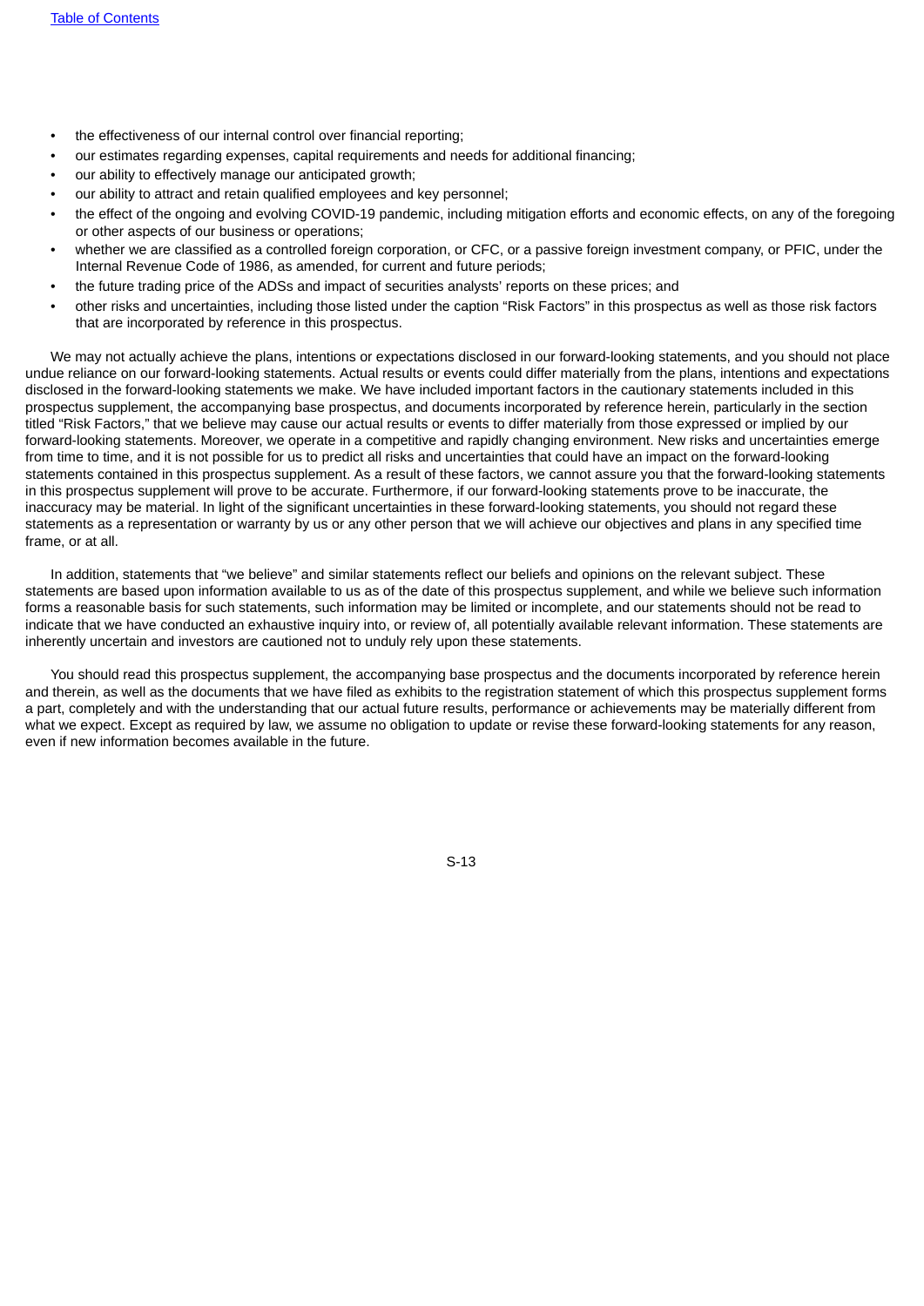- the effectiveness of our internal control over financial reporting;
- our estimates regarding expenses, capital requirements and needs for additional financing;
- our ability to effectively manage our anticipated growth;
- our ability to attract and retain qualified employees and key personnel;
- the effect of the ongoing and evolving COVID-19 pandemic, including mitigation efforts and economic effects, on any of the foregoing or other aspects of our business or operations;
- whether we are classified as a controlled foreign corporation, or CFC, or a passive foreign investment company, or PFIC, under the Internal Revenue Code of 1986, as amended, for current and future periods;
- the future trading price of the ADSs and impact of securities analysts' reports on these prices; and
- other risks and uncertainties, including those listed under the caption "Risk Factors" in this prospectus as well as those risk factors that are incorporated by reference in this prospectus.

We may not actually achieve the plans, intentions or expectations disclosed in our forward-looking statements, and you should not place undue reliance on our forward-looking statements. Actual results or events could differ materially from the plans, intentions and expectations disclosed in the forward-looking statements we make. We have included important factors in the cautionary statements included in this prospectus supplement, the accompanying base prospectus, and documents incorporated by reference herein, particularly in the section titled "Risk Factors," that we believe may cause our actual results or events to differ materially from those expressed or implied by our forward-looking statements. Moreover, we operate in a competitive and rapidly changing environment. New risks and uncertainties emerge from time to time, and it is not possible for us to predict all risks and uncertainties that could have an impact on the forward-looking statements contained in this prospectus supplement. As a result of these factors, we cannot assure you that the forward-looking statements in this prospectus supplement will prove to be accurate. Furthermore, if our forward-looking statements prove to be inaccurate, the inaccuracy may be material. In light of the significant uncertainties in these forward-looking statements, you should not regard these statements as a representation or warranty by us or any other person that we will achieve our objectives and plans in any specified time frame, or at all.

In addition, statements that "we believe" and similar statements reflect our beliefs and opinions on the relevant subject. These statements are based upon information available to us as of the date of this prospectus supplement, and while we believe such information forms a reasonable basis for such statements, such information may be limited or incomplete, and our statements should not be read to indicate that we have conducted an exhaustive inquiry into, or review of, all potentially available relevant information. These statements are inherently uncertain and investors are cautioned not to unduly rely upon these statements.

You should read this prospectus supplement, the accompanying base prospectus and the documents incorporated by reference herein and therein, as well as the documents that we have filed as exhibits to the registration statement of which this prospectus supplement forms a part, completely and with the understanding that our actual future results, performance or achievements may be materially different from what we expect. Except as required by law, we assume no obligation to update or revise these forward-looking statements for any reason, even if new information becomes available in the future.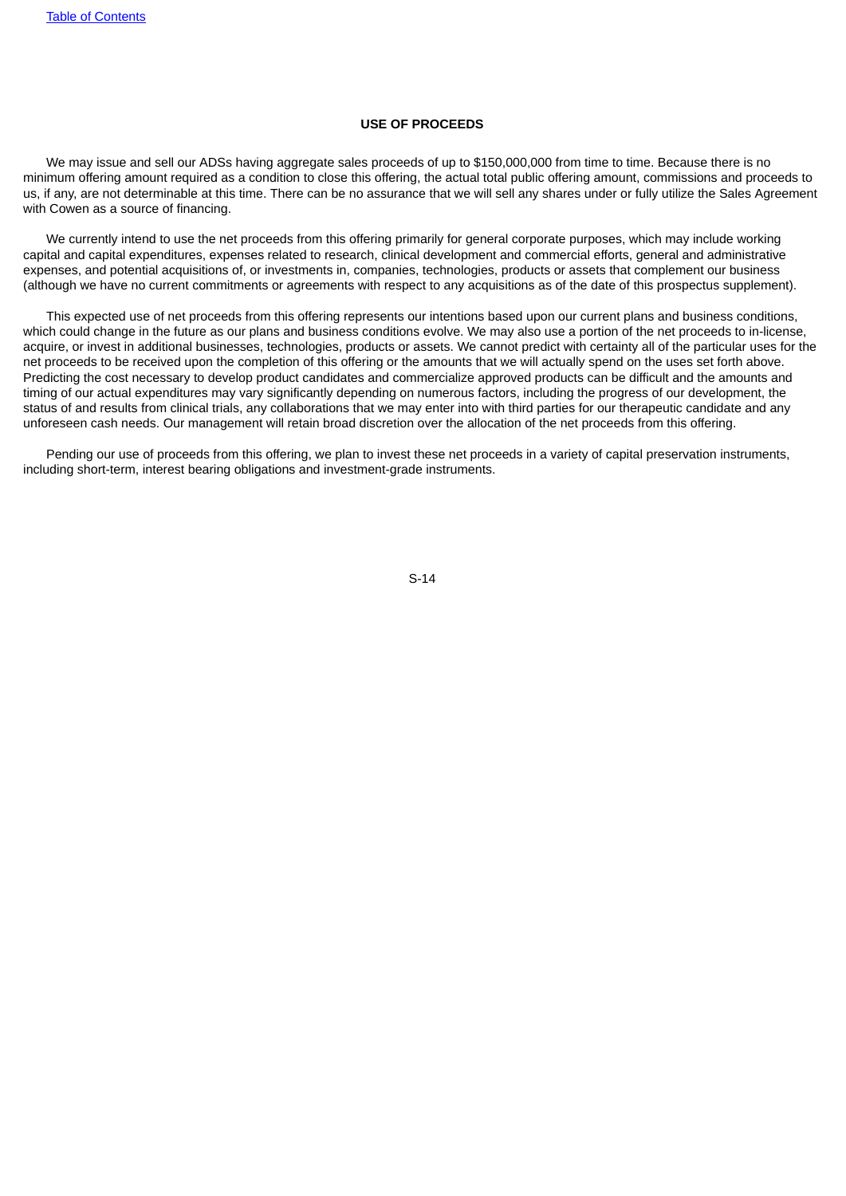## USE OF PROCEEDS

We may issue and sell our ADSs having aggregate sales proceeds of up to $150,000,000 from time to time. Because there is no minimum offering amount required as a condition to close this offering, the actual total public offering amount, commissions and proceeds to us, if any, are not determinable at this time. There can be no assurance that we will sell any shares under or fully utilize the Sales Agreement with Cowen as a source of financing.

We currently intend to use the net proceeds from this offering primarily for general corporate purposes, which may include working capital and capital expenditures, expenses related to research, clinical development and commercial efforts, general and administrative expenses, and potential acquisitions of, or investments in, companies, technologies, products or assets that complement our business (although we have no current commitments or agreements with respect to any acquisitions as of the date of this prospectus supplement).

This expected use of net proceeds from this offering represents our intentions based upon our current plans and business conditions, which could change in the future as our plans and business conditions evolve. We may also use a portion of the net proceeds to in-license, acquire, or invest in additional businesses, technologies, products or assets. We cannot predict with certainty all of the particular uses for the net proceeds to be received upon the completion of this offering or the amounts that we will actually spend on the uses set forth above. Predicting the cost necessary to develop product candidates and commercialize approved products can be difficult and the amounts and timing of our actual expenditures may vary significantly depending on numerous factors, including the progress of our development, the status of and results from clinical trials, any collaborations that we may enter into with third parties for our therapeutic candidate and any unforeseen cash needs. Our management will retain broad discretion over the allocation of the net proceeds from this offering.

Pending our use of proceeds from this offering, we plan to invest these net proceeds in a variety of capital preservation instruments, including short-term, interest bearing obligations and investment-grade instruments.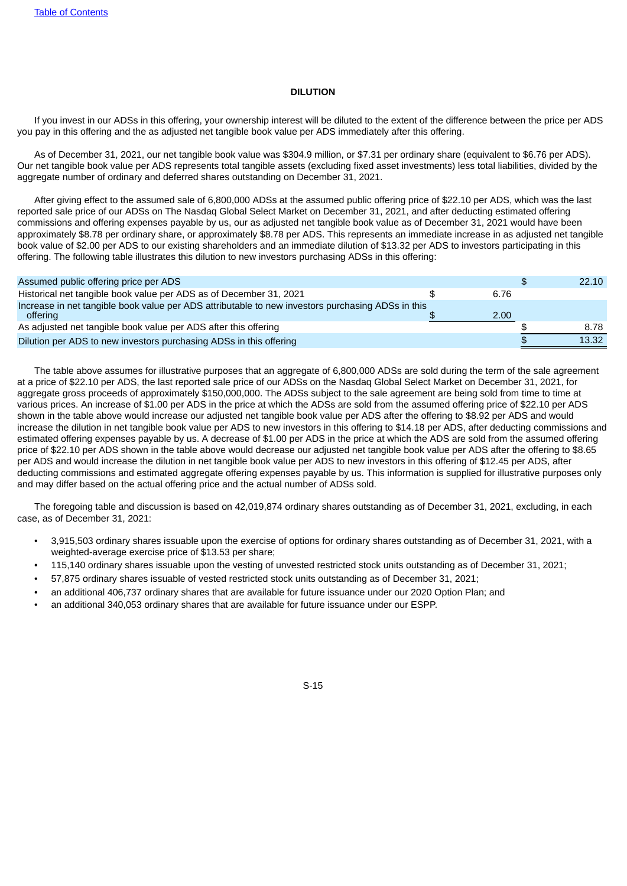Table of Contents

## DILUTION

If you invest in our ADSs in this offering, your ownership interest will be diluted to the extent of the difference between the price per ADS you pay in this offering and the as adjusted net tangible book value per ADS immediately after this offering.

As of December 31, 2021, our net tangible book value was $304.9 million, or $7.31 per ordinary share (equivalent to $6.76 per ADS). Our net tangible book value per ADS represents total tangible assets (excluding fixed asset investments) less total liabilities, divided by the aggregate number of ordinary and deferred shares outstanding on December 31, 2021.

After giving effect to the assumed sale of 6,800,000 ADSs at the assumed public offering price of $22.10 per ADS, which was the last reported sale price of our ADSs on The Nasdaq Global Select Market on December 31, 2021, and after deducting estimated offering commissions and offering expenses payable by us, our as adjusted net tangible book value as of December 31, 2021 would have been approximately $8.78 per ordinary share, or approximately $8.78 per ADS. This represents an immediate increase in as adjusted net tangible book value of $2.00 per ADS to our existing shareholders and an immediate dilution of $13.32 per ADS to investors participating in this offering. The following table illustrates this dilution to new investors purchasing ADSs in this offering:

| | | |
|---|---|---|
| Assumed public offering price per ADS | | $ 22.10 |
| Historical net tangible book value per ADS as of December 31, 2021 | $ 6.76 | |
| Increase in net tangible book value per ADS attributable to new investors purchasing ADSs in this offering | $ 2.00 | |
| As adjusted net tangible book value per ADS after this offering | | $ 8.78 |
| Dilution per ADS to new investors purchasing ADSs in this offering | | $ 13.32 |

The table above assumes for illustrative purposes that an aggregate of 6,800,000 ADSs are sold during the term of the sale agreement at a price of $22.10 per ADS, the last reported sale price of our ADSs on the Nasdaq Global Select Market on December 31, 2021, for aggregate gross proceeds of approximately $150,000,000. The ADSs subject to the sale agreement are being sold from time to time at various prices. An increase of $1.00 per ADS in the price at which the ADSs are sold from the assumed offering price of $22.10 per ADS shown in the table above would increase our adjusted net tangible book value per ADS after the offering to $8.92 per ADS and would increase the dilution in net tangible book value per ADS to new investors in this offering to $14.18 per ADS, after deducting commissions and estimated offering expenses payable by us. A decrease of $1.00 per ADS in the price at which the ADS are sold from the assumed offering price of $22.10 per ADS shown in the table above would decrease our adjusted net tangible book value per ADS after the offering to $8.65 per ADS and would increase the dilution in net tangible book value per ADS to new investors in this offering of $12.45 per ADS, after deducting commissions and estimated aggregate offering expenses payable by us. This information is supplied for illustrative purposes only and may differ based on the actual offering price and the actual number of ADSs sold.

The foregoing table and discussion is based on 42,019,874 ordinary shares outstanding as of December 31, 2021, excluding, in each case, as of December 31, 2021:

- 3,915,503 ordinary shares issuable upon the exercise of options for ordinary shares outstanding as of December 31, 2021, with a weighted-average exercise price of $13.53 per share;
- 115,140 ordinary shares issuable upon the vesting of unvested restricted stock units outstanding as of December 31, 2021;
- 57,875 ordinary shares issuable of vested restricted stock units outstanding as of December 31, 2021;
- an additional 406,737 ordinary shares that are available for future issuance under our 2020 Option Plan; and
- an additional 340,053 ordinary shares that are available for future issuance under our ESPP.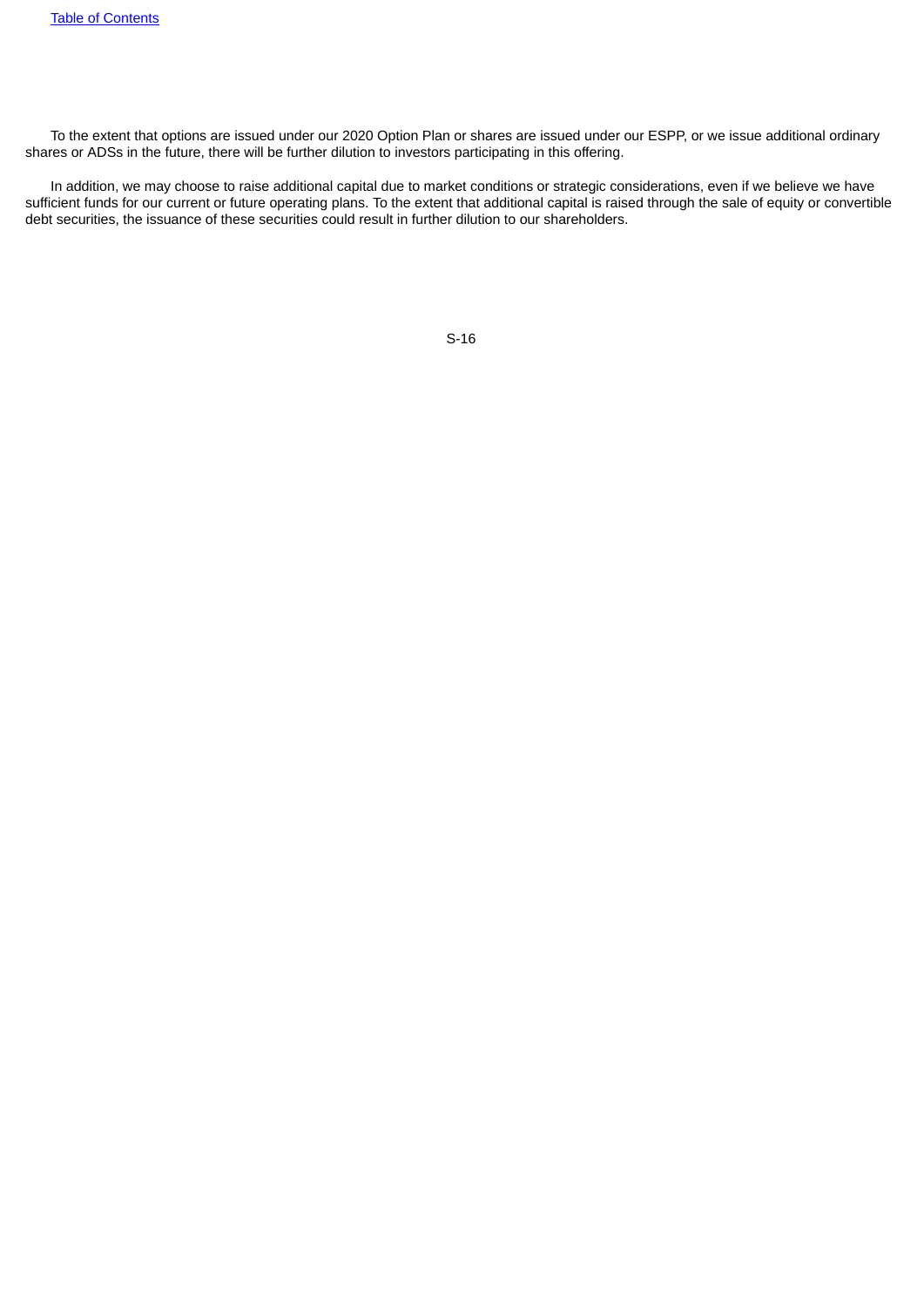To the extent that options are issued under our 2020 Option Plan or shares are issued under our ESPP, or we issue additional ordinary shares or ADSs in the future, there will be further dilution to investors participating in this offering.

In addition, we may choose to raise additional capital due to market conditions or strategic considerations, even if we believe we have sufficient funds for our current or future operating plans. To the extent that additional capital is raised through the sale of equity or convertible debt securities, the issuance of these securities could result in further dilution to our shareholders.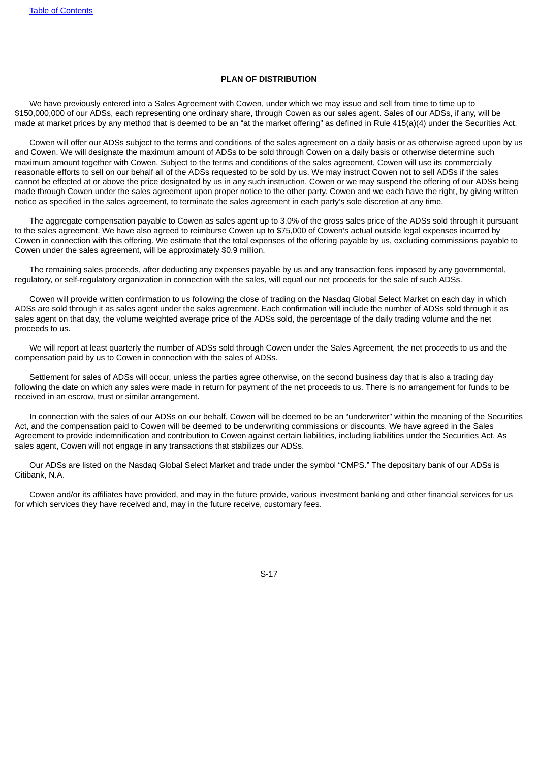## PLAN OF DISTRIBUTION

We have previously entered into a Sales Agreement with Cowen, under which we may issue and sell from time to time up to $150,000,000 of our ADSs, each representing one ordinary share, through Cowen as our sales agent. Sales of our ADSs, if any, will be made at market prices by any method that is deemed to be an "at the market offering" as defined in Rule 415(a)(4) under the Securities Act.

Cowen will offer our ADSs subject to the terms and conditions of the sales agreement on a daily basis or as otherwise agreed upon by us and Cowen. We will designate the maximum amount of ADSs to be sold through Cowen on a daily basis or otherwise determine such maximum amount together with Cowen. Subject to the terms and conditions of the sales agreement, Cowen will use its commercially reasonable efforts to sell on our behalf all of the ADSs requested to be sold by us. We may instruct Cowen not to sell ADSs if the sales cannot be effected at or above the price designated by us in any such instruction. Cowen or we may suspend the offering of our ADSs being made through Cowen under the sales agreement upon proper notice to the other party. Cowen and we each have the right, by giving written notice as specified in the sales agreement, to terminate the sales agreement in each party's sole discretion at any time.

The aggregate compensation payable to Cowen as sales agent up to 3.0% of the gross sales price of the ADSs sold through it pursuant to the sales agreement. We have also agreed to reimburse Cowen up to $75,000 of Cowen's actual outside legal expenses incurred by Cowen in connection with this offering. We estimate that the total expenses of the offering payable by us, excluding commissions payable to Cowen under the sales agreement, will be approximately $0.9 million.

The remaining sales proceeds, after deducting any expenses payable by us and any transaction fees imposed by any governmental, regulatory, or self-regulatory organization in connection with the sales, will equal our net proceeds for the sale of such ADSs.

Cowen will provide written confirmation to us following the close of trading on the Nasdaq Global Select Market on each day in which ADSs are sold through it as sales agent under the sales agreement. Each confirmation will include the number of ADSs sold through it as sales agent on that day, the volume weighted average price of the ADSs sold, the percentage of the daily trading volume and the net proceeds to us.

We will report at least quarterly the number of ADSs sold through Cowen under the Sales Agreement, the net proceeds to us and the compensation paid by us to Cowen in connection with the sales of ADSs.

Settlement for sales of ADSs will occur, unless the parties agree otherwise, on the second business day that is also a trading day following the date on which any sales were made in return for payment of the net proceeds to us. There is no arrangement for funds to be received in an escrow, trust or similar arrangement.

In connection with the sales of our ADSs on our behalf, Cowen will be deemed to be an "underwriter" within the meaning of the Securities Act, and the compensation paid to Cowen will be deemed to be underwriting commissions or discounts. We have agreed in the Sales Agreement to provide indemnification and contribution to Cowen against certain liabilities, including liabilities under the Securities Act. As sales agent, Cowen will not engage in any transactions that stabilizes our ADSs.

Our ADSs are listed on the Nasdaq Global Select Market and trade under the symbol "CMPS." The depositary bank of our ADSs is Citibank, N.A.

Cowen and/or its affiliates have provided, and may in the future provide, various investment banking and other financial services for us for which services they have received and, may in the future receive, customary fees.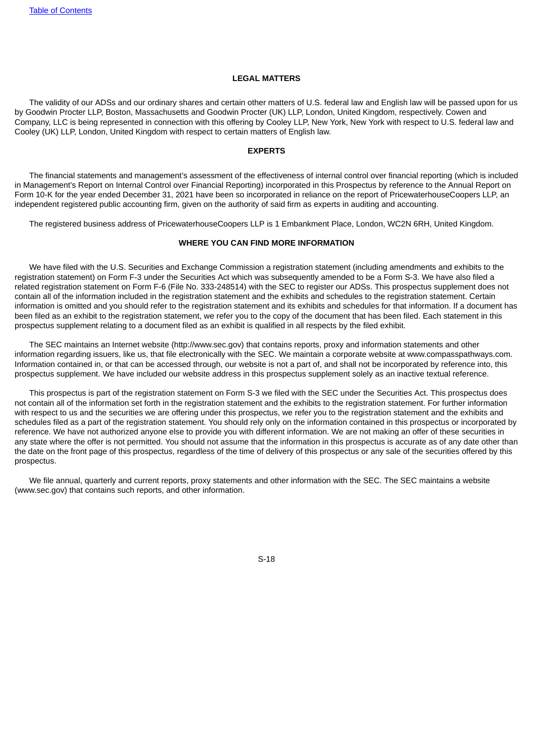## LEGAL MATTERS

The validity of our ADSs and our ordinary shares and certain other matters of U.S. federal law and English law will be passed upon for us by Goodwin Procter LLP, Boston, Massachusetts and Goodwin Procter (UK) LLP, London, United Kingdom, respectively. Cowen and Company, LLC is being represented in connection with this offering by Cooley LLP, New York, New York with respect to U.S. federal law and Cooley (UK) LLP, London, United Kingdom with respect to certain matters of English law.

## EXPERTS

The financial statements and management's assessment of the effectiveness of internal control over financial reporting (which is included in Management's Report on Internal Control over Financial Reporting) incorporated in this Prospectus by reference to the Annual Report on Form 10-K for the year ended December 31, 2021 have been so incorporated in reliance on the report of PricewaterhouseCoopers LLP, an independent registered public accounting firm, given on the authority of said firm as experts in auditing and accounting.

The registered business address of PricewaterhouseCoopers LLP is 1 Embankment Place, London, WC2N 6RH, United Kingdom.

## WHERE YOU CAN FIND MORE INFORMATION

We have filed with the U.S. Securities and Exchange Commission a registration statement (including amendments and exhibits to the registration statement) on Form F-3 under the Securities Act which was subsequently amended to be a Form S-3. We have also filed a related registration statement on Form F-6 (File No. 333-248514) with the SEC to register our ADSs. This prospectus supplement does not contain all of the information included in the registration statement and the exhibits and schedules to the registration statement. Certain information is omitted and you should refer to the registration statement and its exhibits and schedules for that information. If a document has been filed as an exhibit to the registration statement, we refer you to the copy of the document that has been filed. Each statement in this prospectus supplement relating to a document filed as an exhibit is qualified in all respects by the filed exhibit.

The SEC maintains an Internet website (http://www.sec.gov) that contains reports, proxy and information statements and other information regarding issuers, like us, that file electronically with the SEC. We maintain a corporate website at www.compasspathways.com. Information contained in, or that can be accessed through, our website is not a part of, and shall not be incorporated by reference into, this prospectus supplement. We have included our website address in this prospectus supplement solely as an inactive textual reference.

This prospectus is part of the registration statement on Form S-3 we filed with the SEC under the Securities Act. This prospectus does not contain all of the information set forth in the registration statement and the exhibits to the registration statement. For further information with respect to us and the securities we are offering under this prospectus, we refer you to the registration statement and the exhibits and schedules filed as a part of the registration statement. You should rely only on the information contained in this prospectus or incorporated by reference. We have not authorized anyone else to provide you with different information. We are not making an offer of these securities in any state where the offer is not permitted. You should not assume that the information in this prospectus is accurate as of any date other than the date on the front page of this prospectus, regardless of the time of delivery of this prospectus or any sale of the securities offered by this prospectus.

We file annual, quarterly and current reports, proxy statements and other information with the SEC. The SEC maintains a website (www.sec.gov) that contains such reports, and other information.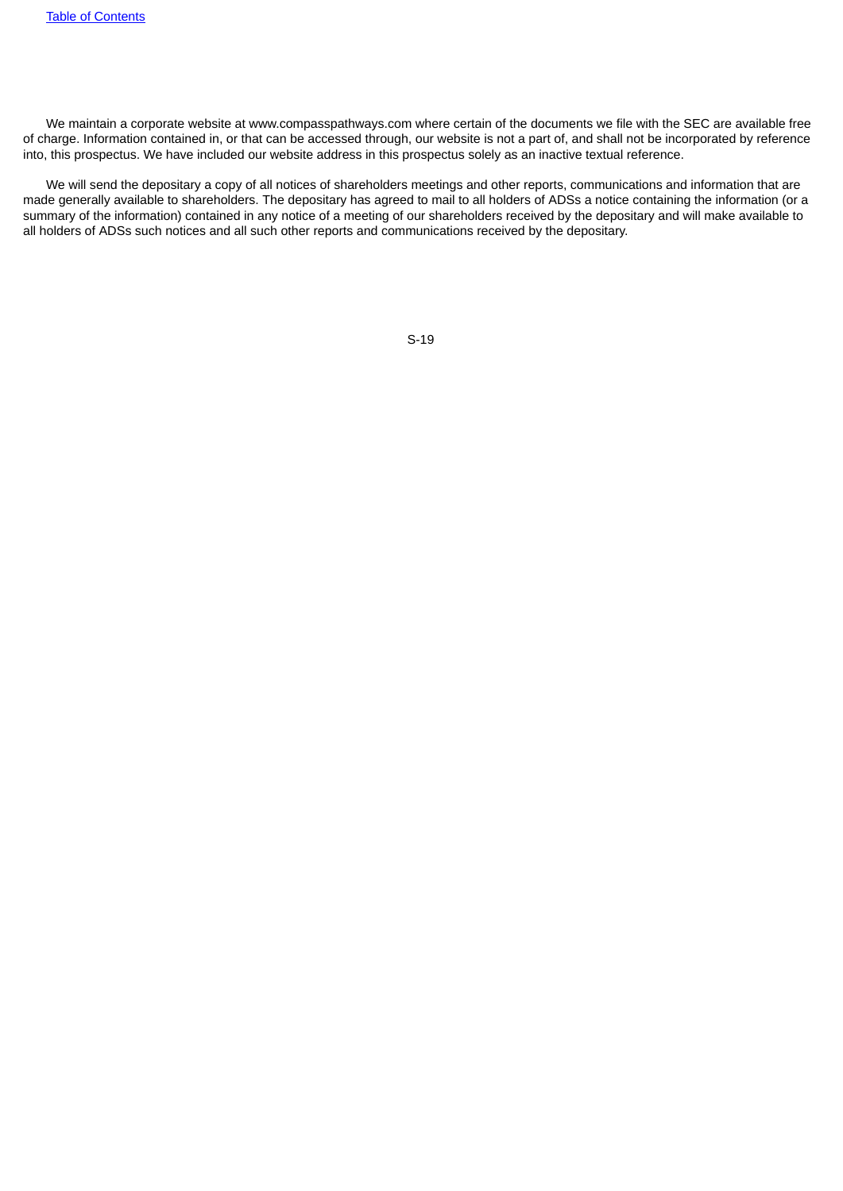We maintain a corporate website at www.compasspathways.com where certain of the documents we file with the SEC are available free of charge. Information contained in, or that can be accessed through, our website is not a part of, and shall not be incorporated by reference into, this prospectus. We have included our website address in this prospectus solely as an inactive textual reference.

We will send the depositary a copy of all notices of shareholders meetings and other reports, communications and information that are made generally available to shareholders. The depositary has agreed to mail to all holders of ADSs a notice containing the information (or a summary of the information) contained in any notice of a meeting of our shareholders received by the depositary and will make available to all holders of ADSs such notices and all such other reports and communications received by the depositary.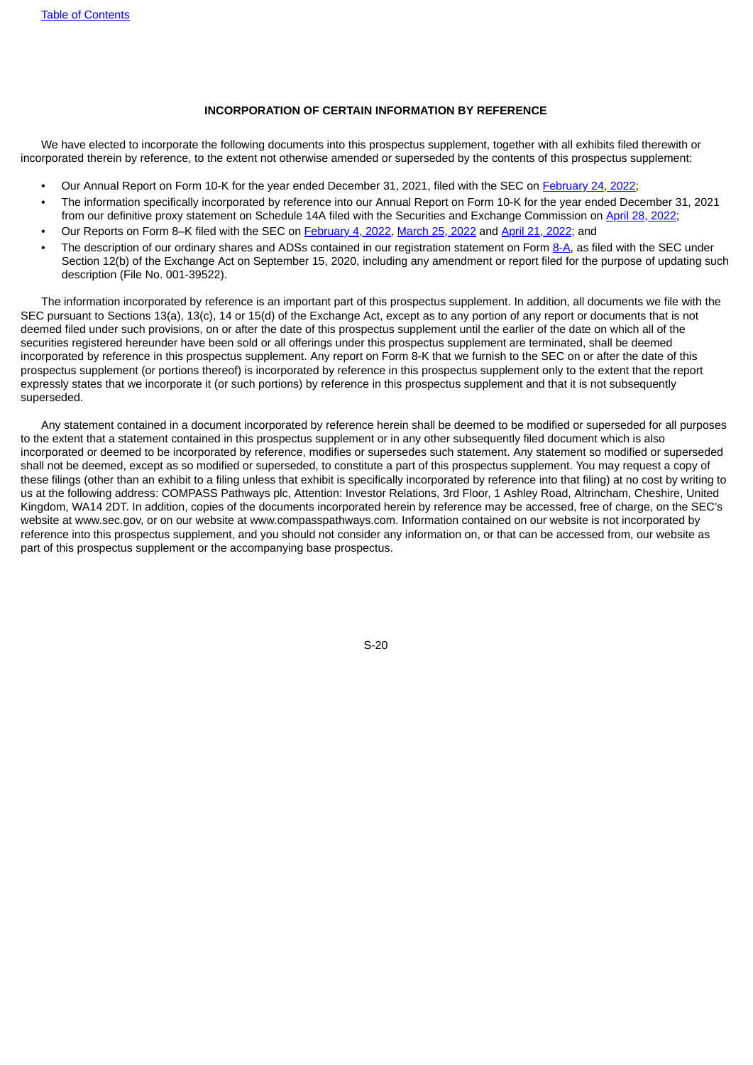## INCORPORATION OF CERTAIN INFORMATION BY REFERENCE

We have elected to incorporate the following documents into this prospectus supplement, together with all exhibits filed therewith or incorporated therein by reference, to the extent not otherwise amended or superseded by the contents of this prospectus supplement:

- Our Annual Report on Form 10-K for the year ended December 31, 2021, filed with the SEC on February 24, 2022;
- The information specifically incorporated by reference into our Annual Report on Form 10-K for the year ended December 31, 2021 from our definitive proxy statement on Schedule 14A filed with the Securities and Exchange Commission on April 28, 2022;
- Our Reports on Form 8–K filed with the SEC on February 4, 2022, March 25, 2022 and April 21, 2022; and
- The description of our ordinary shares and ADSs contained in our registration statement on Form 8-A, as filed with the SEC under Section 12(b) of the Exchange Act on September 15, 2020, including any amendment or report filed for the purpose of updating such description (File No. 001-39522).

The information incorporated by reference is an important part of this prospectus supplement. In addition, all documents we file with the SEC pursuant to Sections 13(a), 13(c), 14 or 15(d) of the Exchange Act, except as to any portion of any report or documents that is not deemed filed under such provisions, on or after the date of this prospectus supplement until the earlier of the date on which all of the securities registered hereunder have been sold or all offerings under this prospectus supplement are terminated, shall be deemed incorporated by reference in this prospectus supplement. Any report on Form 8-K that we furnish to the SEC on or after the date of this prospectus supplement (or portions thereof) is incorporated by reference in this prospectus supplement only to the extent that the report expressly states that we incorporate it (or such portions) by reference in this prospectus supplement and that it is not subsequently superseded.

Any statement contained in a document incorporated by reference herein shall be deemed to be modified or superseded for all purposes to the extent that a statement contained in this prospectus supplement or in any other subsequently filed document which is also incorporated or deemed to be incorporated by reference, modifies or supersedes such statement. Any statement so modified or superseded shall not be deemed, except as so modified or superseded, to constitute a part of this prospectus supplement. You may request a copy of these filings (other than an exhibit to a filing unless that exhibit is specifically incorporated by reference into that filing) at no cost by writing to us at the following address: COMPASS Pathways plc, Attention: Investor Relations, 3rd Floor, 1 Ashley Road, Altrincham, Cheshire, United Kingdom, WA14 2DT. In addition, copies of the documents incorporated herein by reference may be accessed, free of charge, on the SEC's website at www.sec.gov, or on our website at www.compasspathways.com. Information contained on our website is not incorporated by reference into this prospectus supplement, and you should not consider any information on, or that can be accessed from, our website as part of this prospectus supplement or the accompanying base prospectus.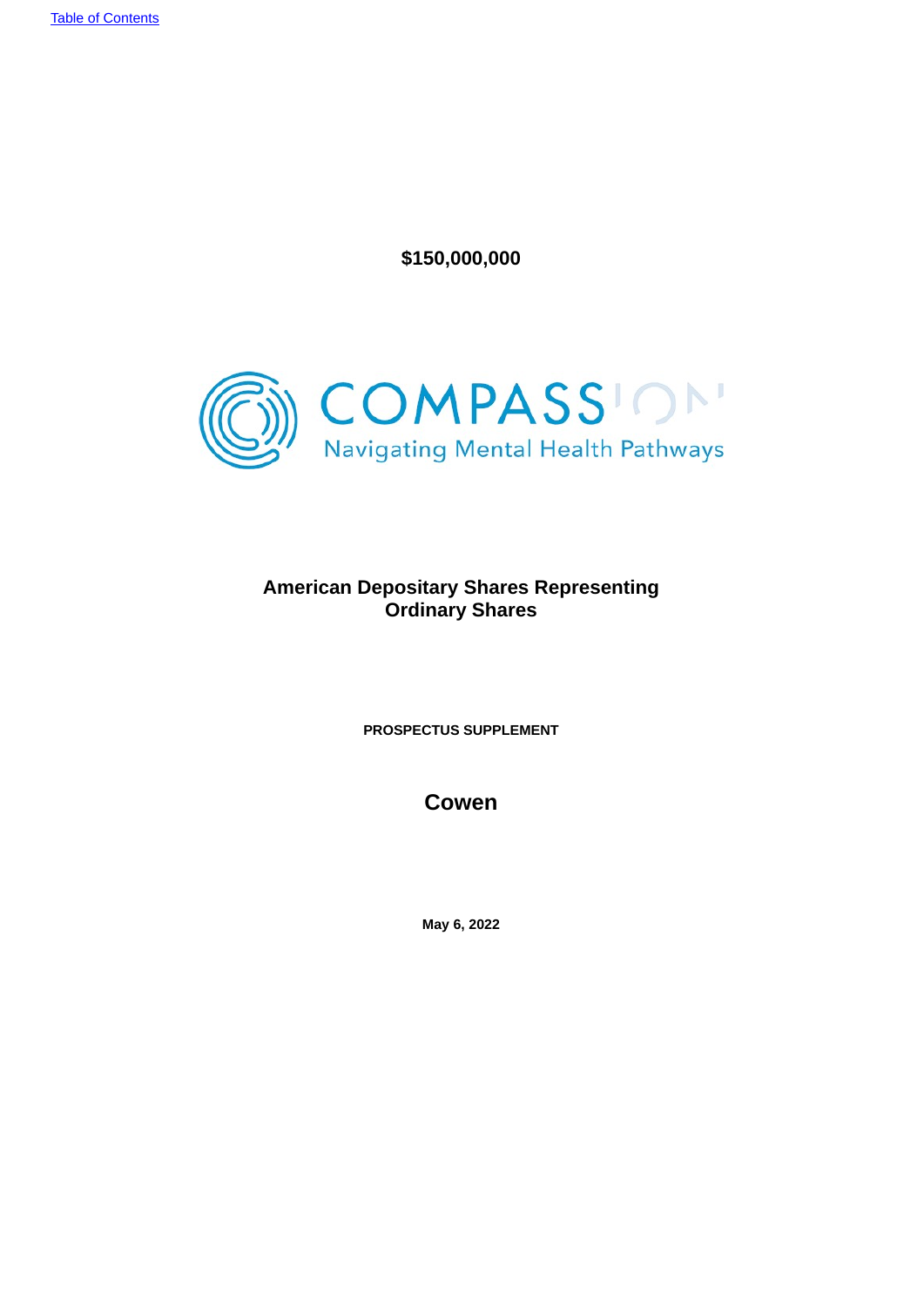[Table of Contents](#)

**$150,000,000**

COMPASS
Navigating Mental Health Pathways

**American Depositary Shares Representing**
**Ordinary Shares**

**PROSPECTUS SUPPLEMENT**

**Cowen**

**May 6, 2022**